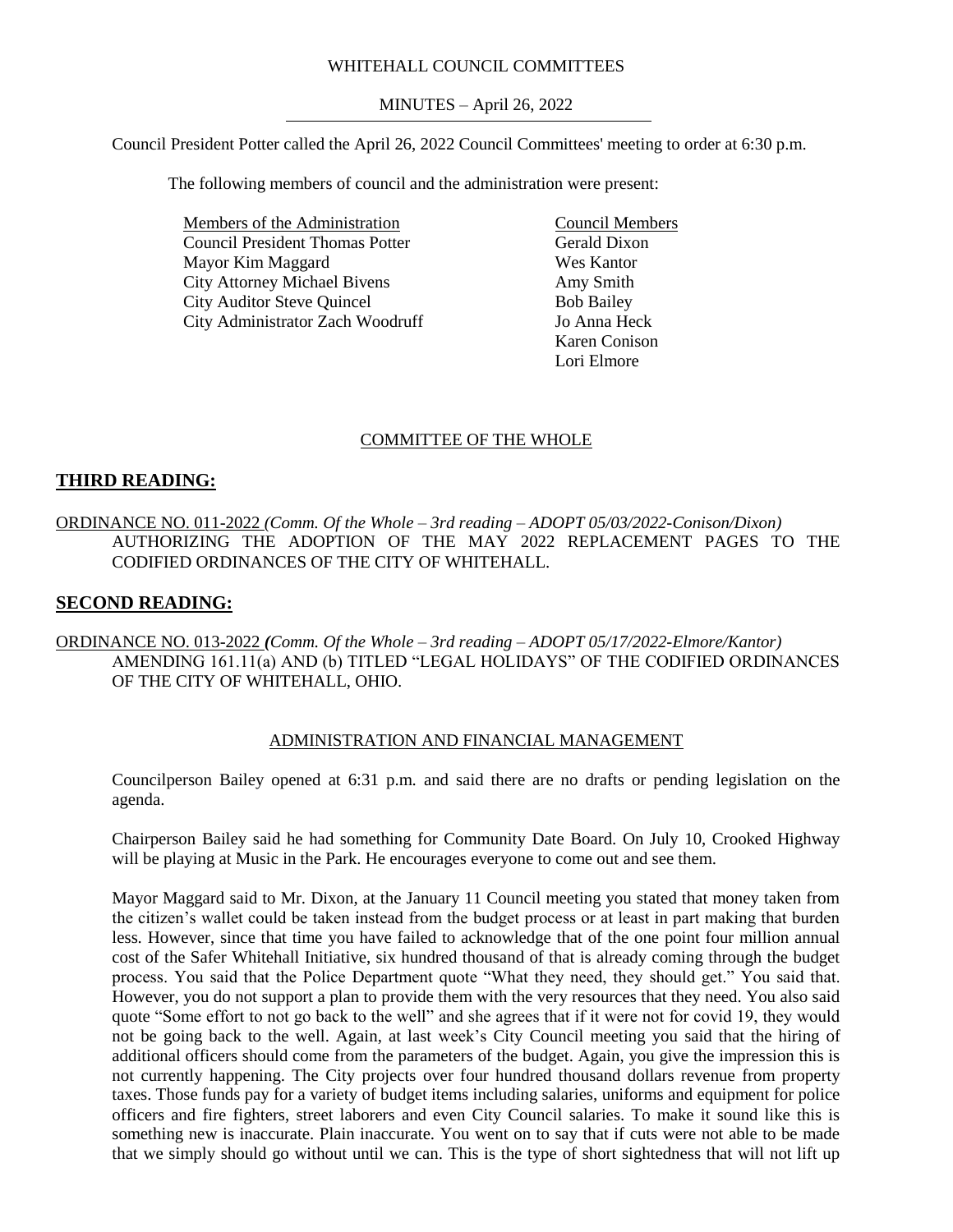WHITEHALL COUNCIL COMMITTEES

MINUTES – April 26, 2022

Council President Potter called the April 26, 2022 Council Committees' meeting to order at 6:30 p.m.

The following members of council and the administration were present:

| Members of the Administration | Council Members |
|---|---|
| Council President Thomas Potter | Gerald Dixon |
| Mayor Kim Maggard | Wes Kantor |
| City Attorney Michael Bivens | Amy Smith |
| City Auditor Steve Quincel | Bob Bailey |
| City Administrator Zach Woodruff | Jo Anna Heck |
| | Karen Conison |
| | Lori Elmore |

COMMITTEE OF THE WHOLE

## THIRD READING:

ORDINANCE NO. 011-2022 *(Comm. Of the Whole – 3rd reading – ADOPT 05/03/2022-Conison/Dixon)*
AUTHORIZING THE ADOPTION OF THE MAY 2022 REPLACEMENT PAGES TO THE CODIFIED ORDINANCES OF THE CITY OF WHITEHALL.

## SECOND READING:

ORDINANCE NO. 013-2022 *(Comm. Of the Whole – 3rd reading – ADOPT 05/17/2022-Elmore/Kantor)*
AMENDING 161.11(a) AND (b) TITLED "LEGAL HOLIDAYS" OF THE CODIFIED ORDINANCES OF THE CITY OF WHITEHALL, OHIO.

ADMINISTRATION AND FINANCIAL MANAGEMENT

Councilperson Bailey opened at 6:31 p.m. and said there are no drafts or pending legislation on the agenda.

Chairperson Bailey said he had something for Community Date Board. On July 10, Crooked Highway will be playing at Music in the Park. He encourages everyone to come out and see them.

Mayor Maggard said to Mr. Dixon, at the January 11 Council meeting you stated that money taken from the citizen's wallet could be taken instead from the budget process or at least in part making that burden less. However, since that time you have failed to acknowledge that of the one point four million annual cost of the Safer Whitehall Initiative, six hundred thousand of that is already coming through the budget process. You said that the Police Department quote "What they need, they should get." You said that. However, you do not support a plan to provide them with the very resources that they need. You also said quote "Some effort to not go back to the well" and she agrees that if it were not for covid 19, they would not be going back to the well. Again, at last week's City Council meeting you said that the hiring of additional officers should come from the parameters of the budget. Again, you give the impression this is not currently happening. The City projects over four hundred thousand dollars revenue from property taxes. Those funds pay for a variety of budget items including salaries, uniforms and equipment for police officers and fire fighters, street laborers and even City Council salaries. To make it sound like this is something new is inaccurate. Plain inaccurate. You went on to say that if cuts were not able to be made that we simply should go without until we can. This is the type of short sightedness that will not lift up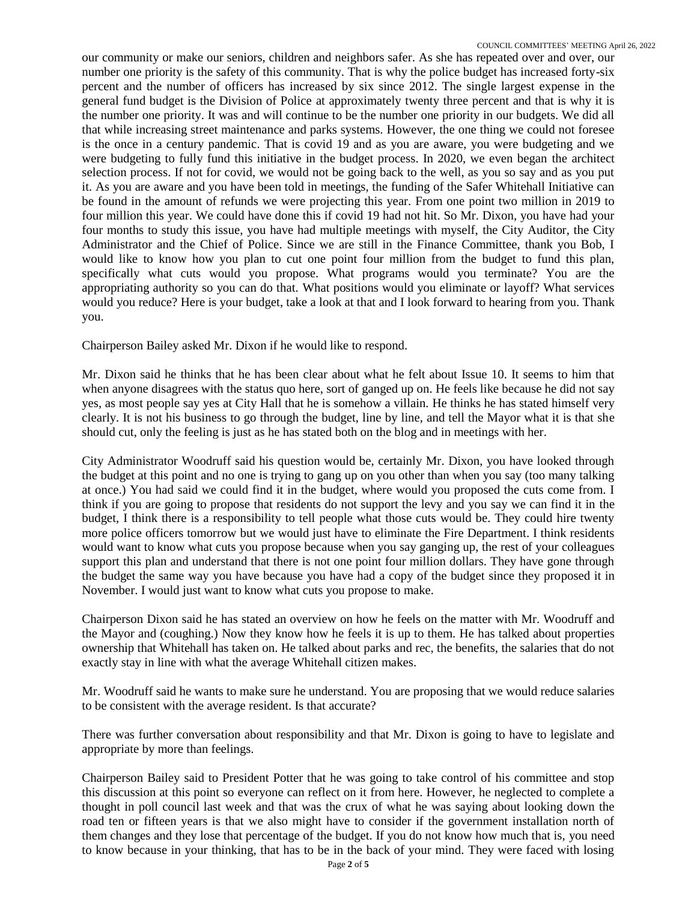our community or make our seniors, children and neighbors safer. As she has repeated over and over, our number one priority is the safety of this community. That is why the police budget has increased forty-six percent and the number of officers has increased by six since 2012. The single largest expense in the general fund budget is the Division of Police at approximately twenty three percent and that is why it is the number one priority. It was and will continue to be the number one priority in our budgets. We did all that while increasing street maintenance and parks systems. However, the one thing we could not foresee is the once in a century pandemic. That is covid 19 and as you are aware, you were budgeting and we were budgeting to fully fund this initiative in the budget process. In 2020, we even began the architect selection process. If not for covid, we would not be going back to the well, as you so say and as you put it. As you are aware and you have been told in meetings, the funding of the Safer Whitehall Initiative can be found in the amount of refunds we were projecting this year. From one point two million in 2019 to four million this year. We could have done this if covid 19 had not hit. So Mr. Dixon, you have had your four months to study this issue, you have had multiple meetings with myself, the City Auditor, the City Administrator and the Chief of Police. Since we are still in the Finance Committee, thank you Bob, I would like to know how you plan to cut one point four million from the budget to fund this plan, specifically what cuts would you propose. What programs would you terminate? You are the appropriating authority so you can do that. What positions would you eliminate or layoff? What services would you reduce? Here is your budget, take a look at that and I look forward to hearing from you. Thank you.

Chairperson Bailey asked Mr. Dixon if he would like to respond.

Mr. Dixon said he thinks that he has been clear about what he felt about Issue 10. It seems to him that when anyone disagrees with the status quo here, sort of ganged up on. He feels like because he did not say yes, as most people say yes at City Hall that he is somehow a villain. He thinks he has stated himself very clearly. It is not his business to go through the budget, line by line, and tell the Mayor what it is that she should cut, only the feeling is just as he has stated both on the blog and in meetings with her.

City Administrator Woodruff said his question would be, certainly Mr. Dixon, you have looked through the budget at this point and no one is trying to gang up on you other than when you say (too many talking at once.) You had said we could find it in the budget, where would you proposed the cuts come from. I think if you are going to propose that residents do not support the levy and you say we can find it in the budget, I think there is a responsibility to tell people what those cuts would be. They could hire twenty more police officers tomorrow but we would just have to eliminate the Fire Department. I think residents would want to know what cuts you propose because when you say ganging up, the rest of your colleagues support this plan and understand that there is not one point four million dollars. They have gone through the budget the same way you have because you have had a copy of the budget since they proposed it in November. I would just want to know what cuts you propose to make.

Chairperson Dixon said he has stated an overview on how he feels on the matter with Mr. Woodruff and the Mayor and (coughing.) Now they know how he feels it is up to them. He has talked about properties ownership that Whitehall has taken on. He talked about parks and rec, the benefits, the salaries that do not exactly stay in line with what the average Whitehall citizen makes.

Mr. Woodruff said he wants to make sure he understand. You are proposing that we would reduce salaries to be consistent with the average resident. Is that accurate?

There was further conversation about responsibility and that Mr. Dixon is going to have to legislate and appropriate by more than feelings.

Chairperson Bailey said to President Potter that he was going to take control of his committee and stop this discussion at this point so everyone can reflect on it from here. However, he neglected to complete a thought in poll council last week and that was the crux of what he was saying about looking down the road ten or fifteen years is that we also might have to consider if the government installation north of them changes and they lose that percentage of the budget. If you do not know how much that is, you need to know because in your thinking, that has to be in the back of your mind. They were faced with losing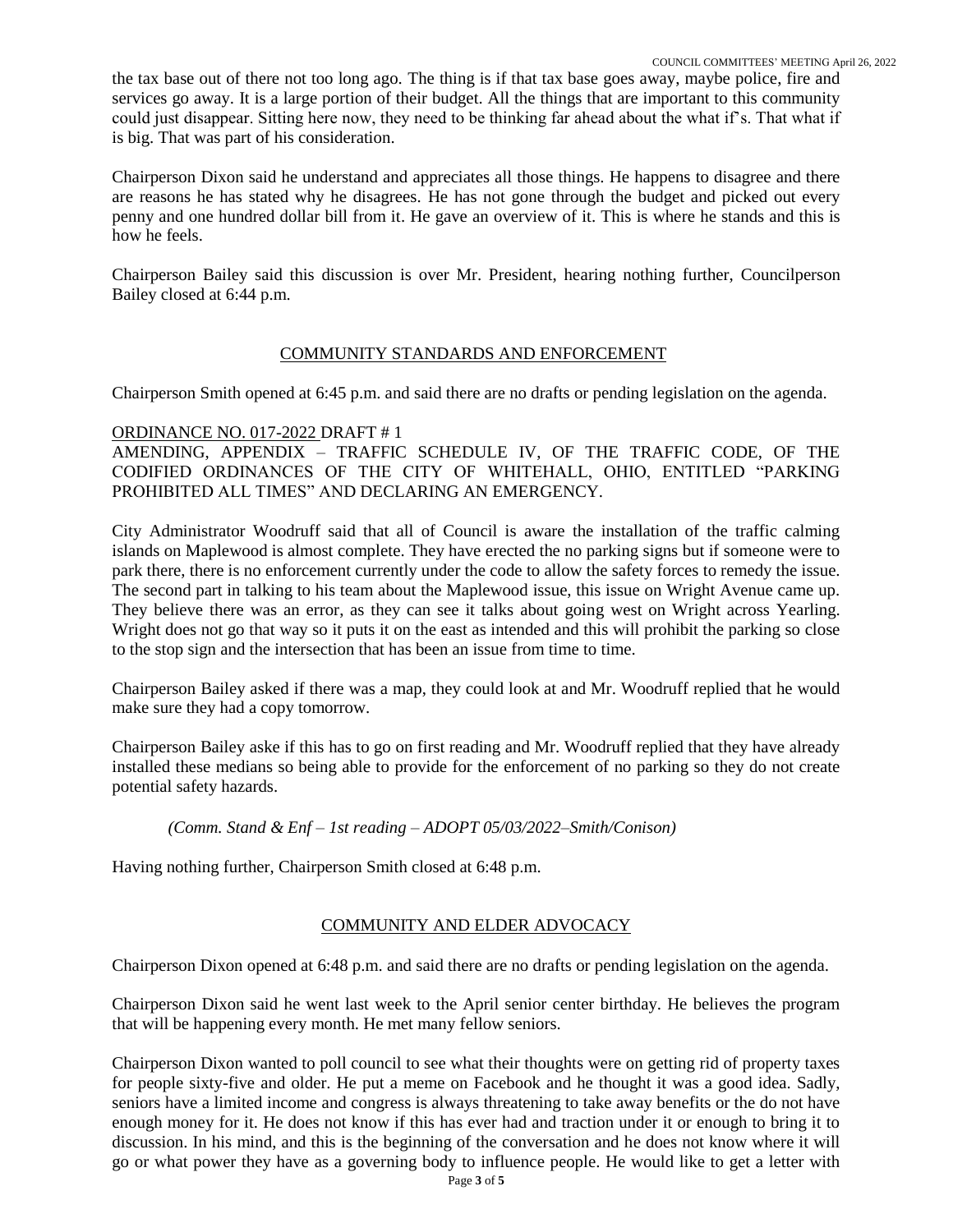the tax base out of there not too long ago. The thing is if that tax base goes away, maybe police, fire and services go away. It is a large portion of their budget. All the things that are important to this community could just disappear. Sitting here now, they need to be thinking far ahead about the what if's. That what if is big. That was part of his consideration.

Chairperson Dixon said he understand and appreciates all those things. He happens to disagree and there are reasons he has stated why he disagrees. He has not gone through the budget and picked out every penny and one hundred dollar bill from it. He gave an overview of it. This is where he stands and this is how he feels.

Chairperson Bailey said this discussion is over Mr. President, hearing nothing further, Councilperson Bailey closed at 6:44 p.m.

## COMMUNITY STANDARDS AND ENFORCEMENT

Chairperson Smith opened at 6:45 p.m. and said there are no drafts or pending legislation on the agenda.

ORDINANCE NO. 017-2022 DRAFT # 1

AMENDING, APPENDIX – TRAFFIC SCHEDULE IV, OF THE TRAFFIC CODE, OF THE CODIFIED ORDINANCES OF THE CITY OF WHITEHALL, OHIO, ENTITLED "PARKING PROHIBITED ALL TIMES" AND DECLARING AN EMERGENCY.

City Administrator Woodruff said that all of Council is aware the installation of the traffic calming islands on Maplewood is almost complete. They have erected the no parking signs but if someone were to park there, there is no enforcement currently under the code to allow the safety forces to remedy the issue. The second part in talking to his team about the Maplewood issue, this issue on Wright Avenue came up. They believe there was an error, as they can see it talks about going west on Wright across Yearling. Wright does not go that way so it puts it on the east as intended and this will prohibit the parking so close to the stop sign and the intersection that has been an issue from time to time.

Chairperson Bailey asked if there was a map, they could look at and Mr. Woodruff replied that he would make sure they had a copy tomorrow.

Chairperson Bailey aske if this has to go on first reading and Mr. Woodruff replied that they have already installed these medians so being able to provide for the enforcement of no parking so they do not create potential safety hazards.

*(Comm. Stand & Enf – 1st reading – ADOPT 05/03/2022–Smith/Conison)*

Having nothing further, Chairperson Smith closed at 6:48 p.m.

## COMMUNITY AND ELDER ADVOCACY

Chairperson Dixon opened at 6:48 p.m. and said there are no drafts or pending legislation on the agenda.

Chairperson Dixon said he went last week to the April senior center birthday. He believes the program that will be happening every month. He met many fellow seniors.

Chairperson Dixon wanted to poll council to see what their thoughts were on getting rid of property taxes for people sixty-five and older. He put a meme on Facebook and he thought it was a good idea. Sadly, seniors have a limited income and congress is always threatening to take away benefits or the do not have enough money for it. He does not know if this has ever had and traction under it or enough to bring it to discussion. In his mind, and this is the beginning of the conversation and he does not know where it will go or what power they have as a governing body to influence people. He would like to get a letter with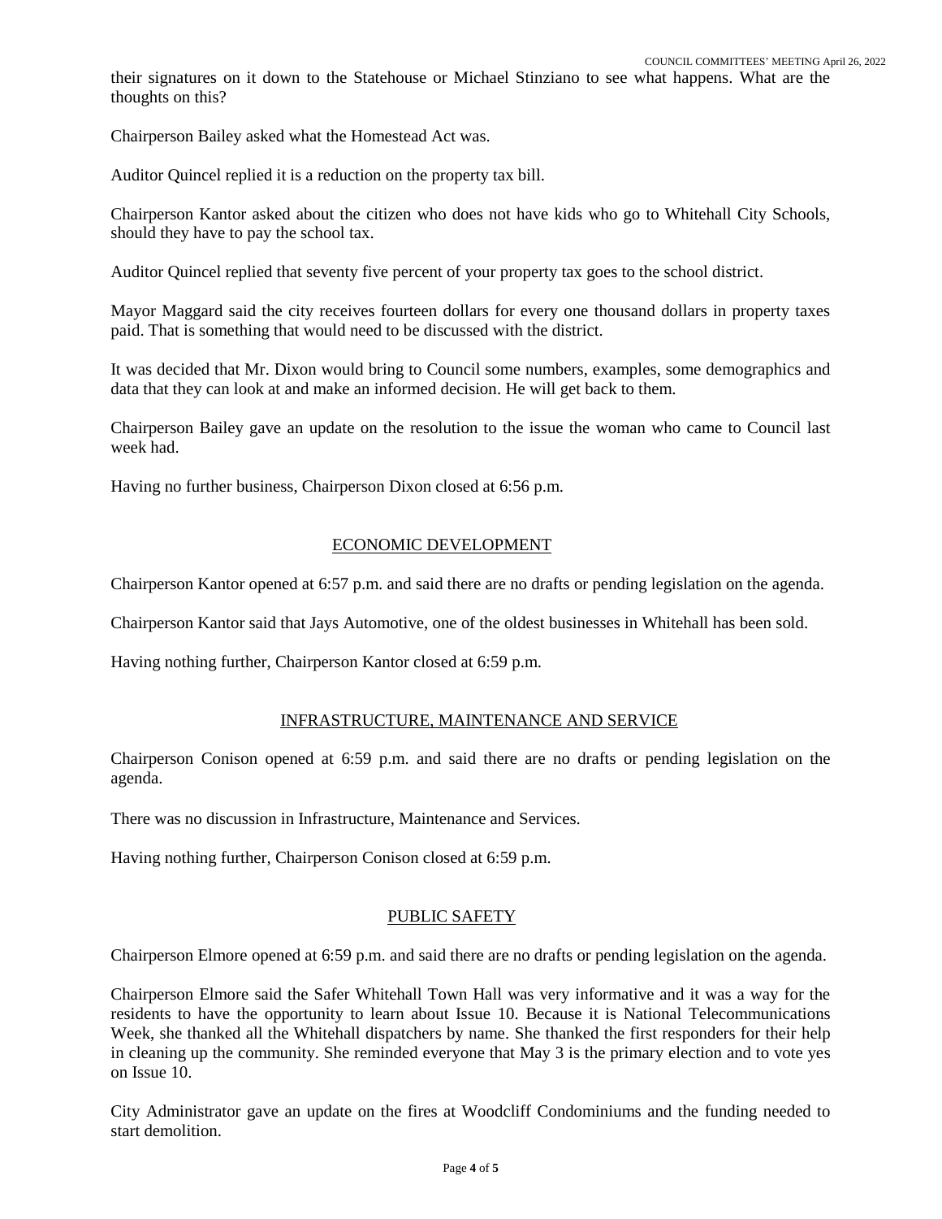their signatures on it down to the Statehouse or Michael Stinziano to see what happens. What are the thoughts on this?

Chairperson Bailey asked what the Homestead Act was.

Auditor Quincel replied it is a reduction on the property tax bill.

Chairperson Kantor asked about the citizen who does not have kids who go to Whitehall City Schools, should they have to pay the school tax.

Auditor Quincel replied that seventy five percent of your property tax goes to the school district.

Mayor Maggard said the city receives fourteen dollars for every one thousand dollars in property taxes paid. That is something that would need to be discussed with the district.

It was decided that Mr. Dixon would bring to Council some numbers, examples, some demographics and data that they can look at and make an informed decision. He will get back to them.

Chairperson Bailey gave an update on the resolution to the issue the woman who came to Council last week had.

Having no further business, Chairperson Dixon closed at 6:56 p.m.

## ECONOMIC DEVELOPMENT

Chairperson Kantor opened at 6:57 p.m. and said there are no drafts or pending legislation on the agenda.

Chairperson Kantor said that Jays Automotive, one of the oldest businesses in Whitehall has been sold.

Having nothing further, Chairperson Kantor closed at 6:59 p.m.

## INFRASTRUCTURE, MAINTENANCE AND SERVICE

Chairperson Conison opened at 6:59 p.m. and said there are no drafts or pending legislation on the agenda.

There was no discussion in Infrastructure, Maintenance and Services.

Having nothing further, Chairperson Conison closed at 6:59 p.m.

## PUBLIC SAFETY

Chairperson Elmore opened at 6:59 p.m. and said there are no drafts or pending legislation on the agenda.

Chairperson Elmore said the Safer Whitehall Town Hall was very informative and it was a way for the residents to have the opportunity to learn about Issue 10. Because it is National Telecommunications Week, she thanked all the Whitehall dispatchers by name. She thanked the first responders for their help in cleaning up the community. She reminded everyone that May 3 is the primary election and to vote yes on Issue 10.

City Administrator gave an update on the fires at Woodcliff Condominiums and the funding needed to start demolition.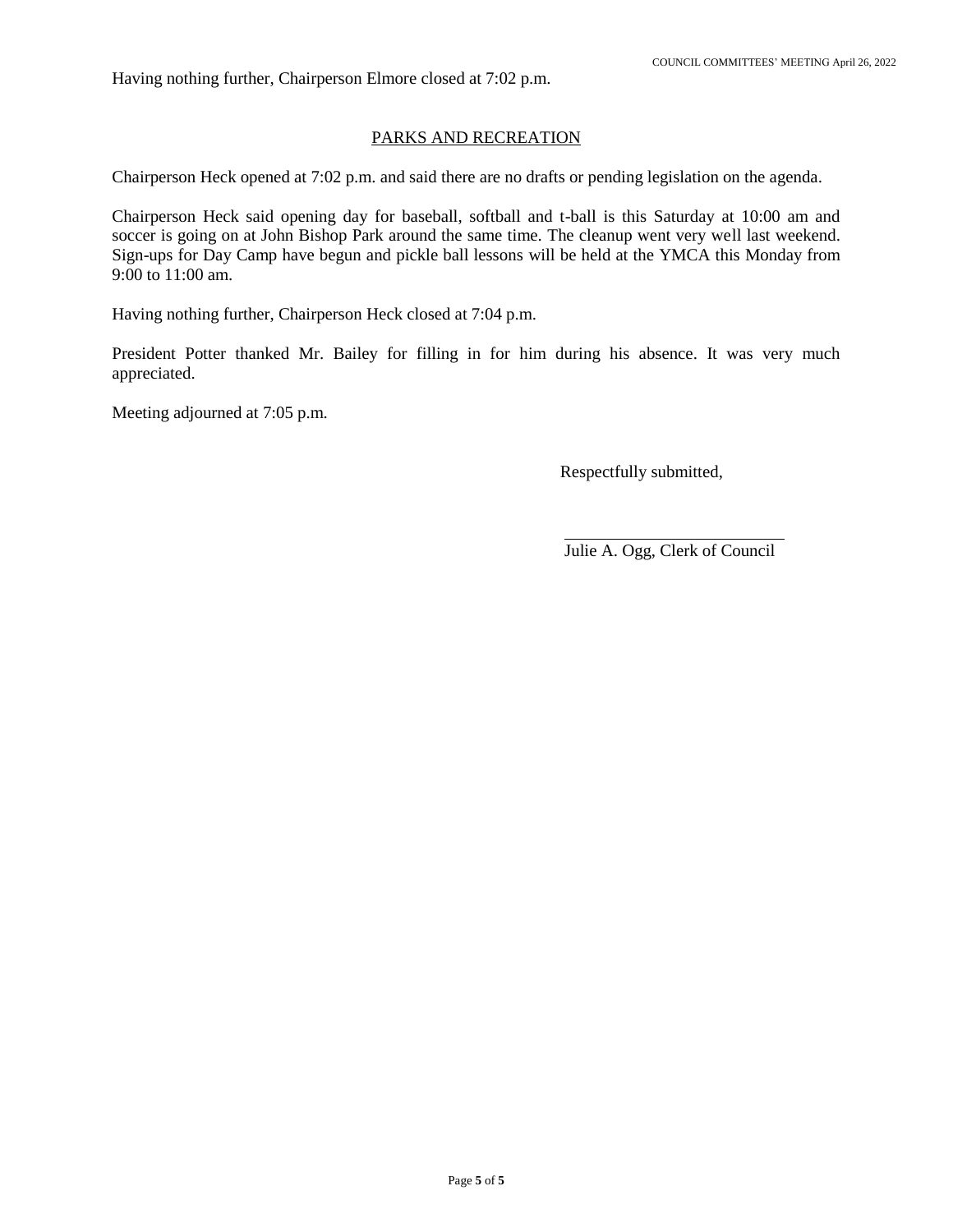Having nothing further, Chairperson Elmore closed at 7:02 p.m.

## PARKS AND RECREATION

Chairperson Heck opened at 7:02 p.m. and said there are no drafts or pending legislation on the agenda.

Chairperson Heck said opening day for baseball, softball and t-ball is this Saturday at 10:00 am and soccer is going on at John Bishop Park around the same time. The cleanup went very well last weekend. Sign-ups for Day Camp have begun and pickle ball lessons will be held at the YMCA this Monday from 9:00 to 11:00 am.

Having nothing further, Chairperson Heck closed at 7:04 p.m.

President Potter thanked Mr. Bailey for filling in for him during his absence. It was very much appreciated.

Meeting adjourned at 7:05 p.m.

Respectfully submitted,

Julie A. Ogg, Clerk of Council